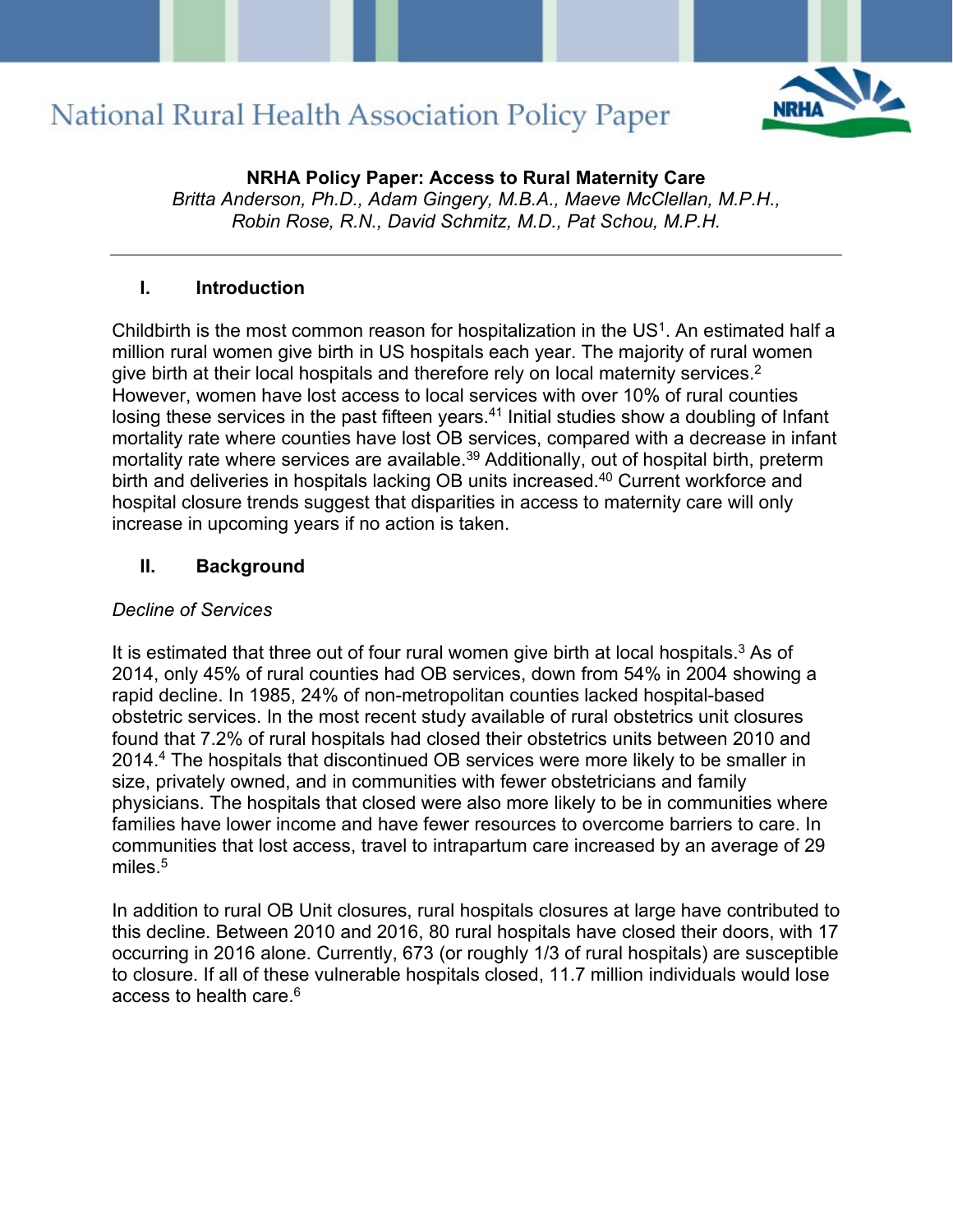# NRHA Policy Paper: Access to Rural Maternity Care

*Britta Anderson, Ph.D., Adam Gingery, M.B.A., Maeve McClellan, M.P.H., Robin Rose, R.N., David Schmitz, M.D., Pat Schou, M.P.H.*

---

## I. Introduction

Childbirth is the most common reason for hospitalization in the US[1]. An estimated half a million rural women give birth in US hospitals each year. The majority of rural women give birth at their local hospitals and therefore rely on local maternity services.[2] However, women have lost access to local services with over 10% of rural counties losing these services in the past fifteen years.[41] Initial studies show a doubling of Infant mortality rate where counties have lost OB services, compared with a decrease in infant mortality rate where services are available.[39] Additionally, out of hospital birth, preterm birth and deliveries in hospitals lacking OB units increased.[40] Current workforce and hospital closure trends suggest that disparities in access to maternity care will only increase in upcoming years if no action is taken.

## II. Background

*Decline of Services*

It is estimated that three out of four rural women give birth at local hospitals.[3] As of 2014, only 45% of rural counties had OB services, down from 54% in 2004 showing a rapid decline. In 1985, 24% of non-metropolitan counties lacked hospital-based obstetric services. In the most recent study available of rural obstetrics unit closures found that 7.2% of rural hospitals had closed their obstetrics units between 2010 and 2014.[4] The hospitals that discontinued OB services were more likely to be smaller in size, privately owned, and in communities with fewer obstetricians and family physicians. The hospitals that closed were also more likely to be in communities where families have lower income and have fewer resources to overcome barriers to care. In communities that lost access, travel to intrapartum care increased by an average of 29 miles.[5]

In addition to rural OB Unit closures, rural hospitals closures at large have contributed to this decline. Between 2010 and 2016, 80 rural hospitals have closed their doors, with 17 occurring in 2016 alone. Currently, 673 (or roughly 1/3 of rural hospitals) are susceptible to closure. If all of these vulnerable hospitals closed, 11.7 million individuals would lose access to health care.[6]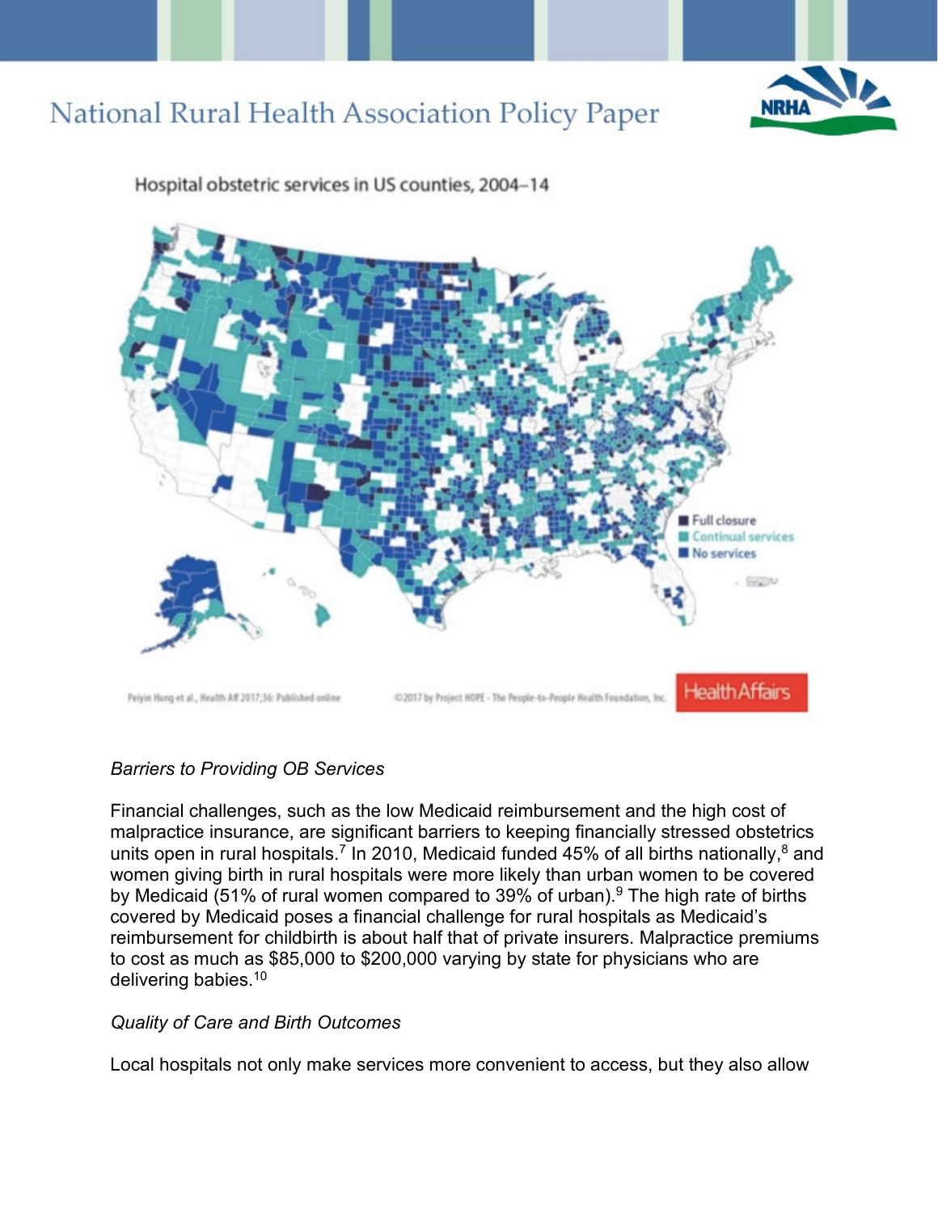Hospital obstetric services in US counties, 2004–14

Full closure
Continual services
No services

Peiyin Hung et al., Health Aff 2017;36: Published online

©2017 by Project HOPE - The People-to-People Health Foundation, Inc.

Health Affairs

*Barriers to Providing OB Services*

Financial challenges, such as the low Medicaid reimbursement and the high cost of malpractice insurance, are significant barriers to keeping financially stressed obstetrics units open in rural hospitals.[7] In 2010, Medicaid funded 45% of all births nationally,[8] and women giving birth in rural hospitals were more likely than urban women to be covered by Medicaid (51% of rural women compared to 39% of urban).[9] The high rate of births covered by Medicaid poses a financial challenge for rural hospitals as Medicaid's reimbursement for childbirth is about half that of private insurers. Malpractice premiums to cost as much as $85,000 to $200,000 varying by state for physicians who are delivering babies.[10]

*Quality of Care and Birth Outcomes*

Local hospitals not only make services more convenient to access, but they also allow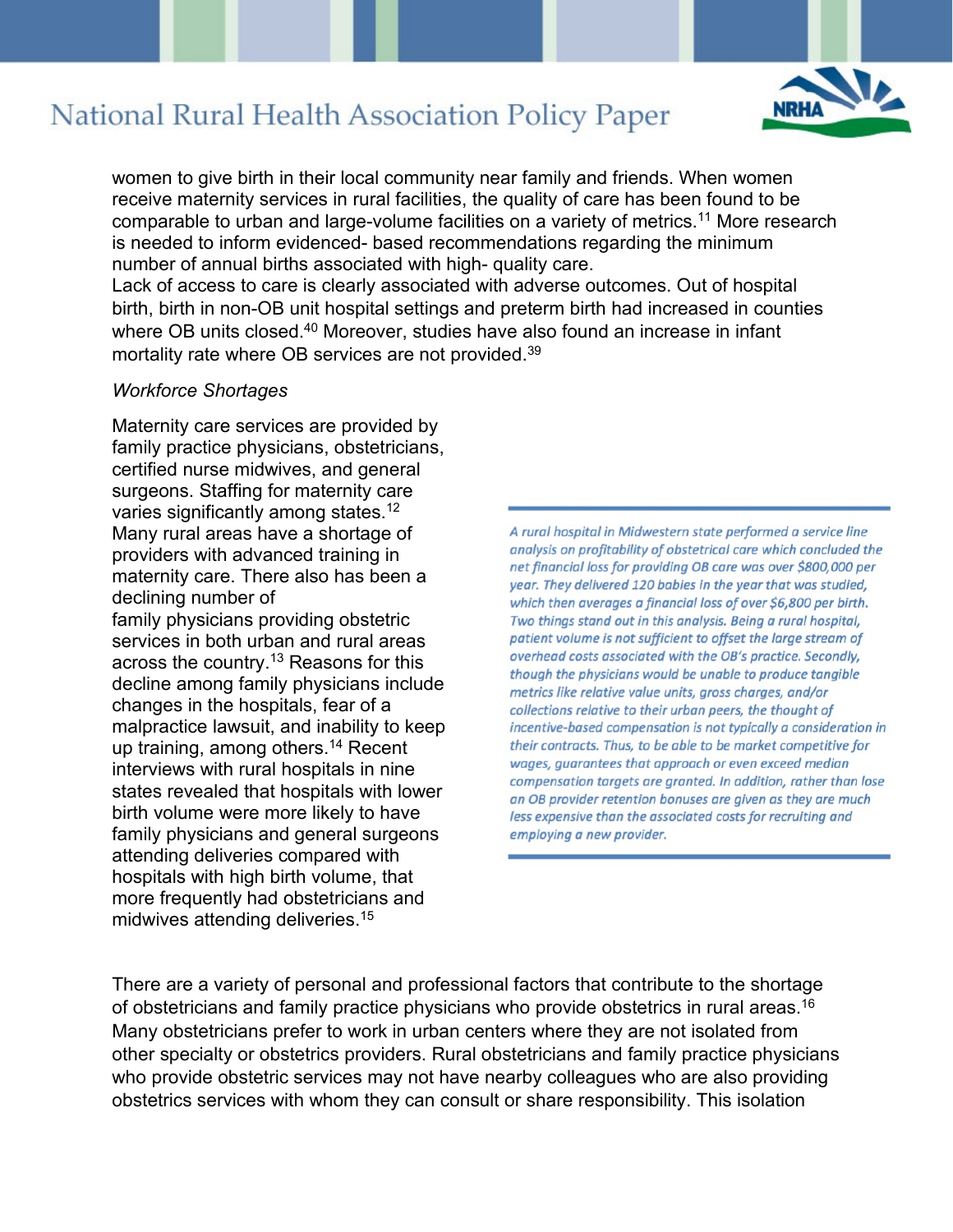women to give birth in their local community near family and friends. When women receive maternity services in rural facilities, the quality of care has been found to be comparable to urban and large-volume facilities on a variety of metrics.[11] More research is needed to inform evidenced- based recommendations regarding the minimum number of annual births associated with high- quality care.

Lack of access to care is clearly associated with adverse outcomes. Out of hospital birth, birth in non-OB unit hospital settings and preterm birth had increased in counties where OB units closed.[40] Moreover, studies have also found an increase in infant mortality rate where OB services are not provided.[39]

*Workforce Shortages*

Maternity care services are provided by family practice physicians, obstetricians, certified nurse midwives, and general surgeons. Staffing for maternity care varies significantly among states.[12] Many rural areas have a shortage of providers with advanced training in maternity care. There also has been a declining number of family physicians providing obstetric services in both urban and rural areas across the country.[13] Reasons for this decline among family physicians include changes in the hospitals, fear of a malpractice lawsuit, and inability to keep up training, among others.[14] Recent interviews with rural hospitals in nine states revealed that hospitals with lower birth volume were more likely to have family physicians and general surgeons attending deliveries compared with hospitals with high birth volume, that more frequently had obstetricians and midwives attending deliveries.[15]

*A rural hospital in Midwestern state performed a service line analysis on profitability of obstetrical care which concluded the net financial loss for providing OB care was over $800,000 per year. They delivered 120 babies in the year that was studied, which then averages a financial loss of over $6,800 per birth. Two things stand out in this analysis. Being a rural hospital, patient volume is not sufficient to offset the large stream of overhead costs associated with the OB's practice. Secondly, though the physicians would be unable to produce tangible metrics like relative value units, gross charges, and/or collections relative to their urban peers, the thought of incentive-based compensation is not typically a consideration in their contracts. Thus, to be able to be market competitive for wages, guarantees that approach or even exceed median compensation targets are granted. In addition, rather than lose an OB provider retention bonuses are given as they are much less expensive than the associated costs for recruiting and employing a new provider.*

There are a variety of personal and professional factors that contribute to the shortage of obstetricians and family practice physicians who provide obstetrics in rural areas.[16] Many obstetricians prefer to work in urban centers where they are not isolated from other specialty or obstetrics providers. Rural obstetricians and family practice physicians who provide obstetric services may not have nearby colleagues who are also providing obstetrics services with whom they can consult or share responsibility. This isolation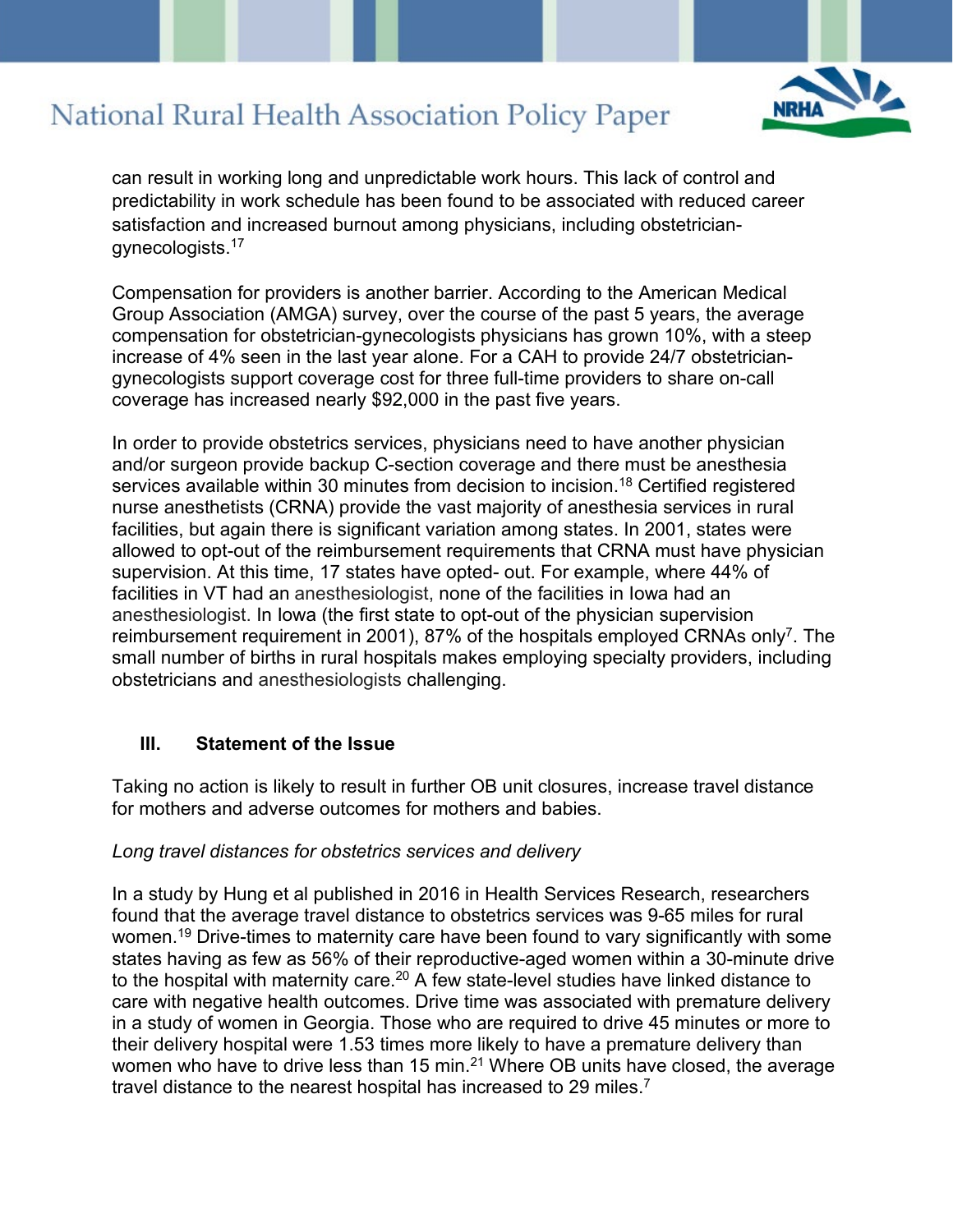can result in working long and unpredictable work hours. This lack of control and predictability in work schedule has been found to be associated with reduced career satisfaction and increased burnout among physicians, including obstetrician-gynecologists.[17]

Compensation for providers is another barrier. According to the American Medical Group Association (AMGA) survey, over the course of the past 5 years, the average compensation for obstetrician-gynecologists physicians has grown 10%, with a steep increase of 4% seen in the last year alone. For a CAH to provide 24/7 obstetrician-gynecologists support coverage cost for three full-time providers to share on-call coverage has increased nearly $92,000 in the past five years.

In order to provide obstetrics services, physicians need to have another physician and/or surgeon provide backup C-section coverage and there must be anesthesia services available within 30 minutes from decision to incision.[18] Certified registered nurse anesthetists (CRNA) provide the vast majority of anesthesia services in rural facilities, but again there is significant variation among states. In 2001, states were allowed to opt-out of the reimbursement requirements that CRNA must have physician supervision. At this time, 17 states have opted- out. For example, where 44% of facilities in VT had an anesthesiologist, none of the facilities in Iowa had an anesthesiologist. In Iowa (the first state to opt-out of the physician supervision reimbursement requirement in 2001), 87% of the hospitals employed CRNAs only[7]. The small number of births in rural hospitals makes employing specialty providers, including obstetricians and anesthesiologists challenging.

## III. Statement of the Issue

Taking no action is likely to result in further OB unit closures, increase travel distance for mothers and adverse outcomes for mothers and babies.

*Long travel distances for obstetrics services and delivery*

In a study by Hung et al published in 2016 in Health Services Research, researchers found that the average travel distance to obstetrics services was 9-65 miles for rural women.[19] Drive-times to maternity care have been found to vary significantly with some states having as few as 56% of their reproductive-aged women within a 30-minute drive to the hospital with maternity care.[20] A few state-level studies have linked distance to care with negative health outcomes. Drive time was associated with premature delivery in a study of women in Georgia. Those who are required to drive 45 minutes or more to their delivery hospital were 1.53 times more likely to have a premature delivery than women who have to drive less than 15 min.[21] Where OB units have closed, the average travel distance to the nearest hospital has increased to 29 miles.[7]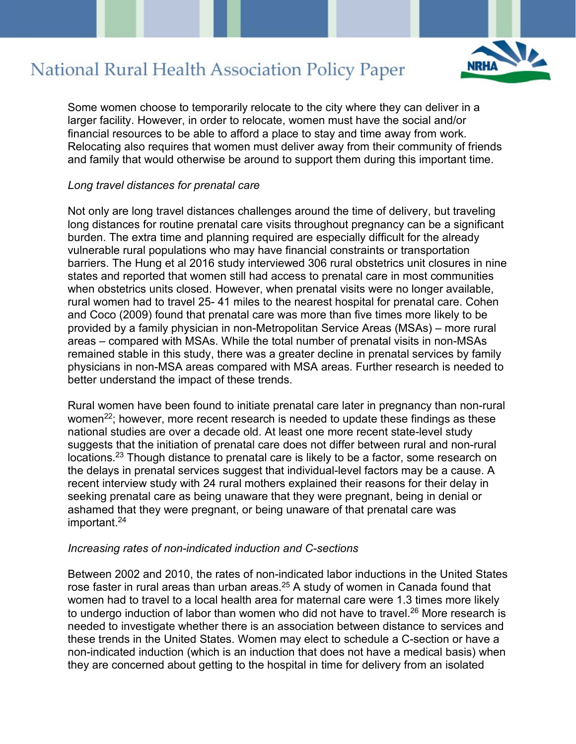Some women choose to temporarily relocate to the city where they can deliver in a larger facility. However, in order to relocate, women must have the social and/or financial resources to be able to afford a place to stay and time away from work. Relocating also requires that women must deliver away from their community of friends and family that would otherwise be around to support them during this important time.

*Long travel distances for prenatal care*

Not only are long travel distances challenges around the time of delivery, but traveling long distances for routine prenatal care visits throughout pregnancy can be a significant burden. The extra time and planning required are especially difficult for the already vulnerable rural populations who may have financial constraints or transportation barriers. The Hung et al 2016 study interviewed 306 rural obstetrics unit closures in nine states and reported that women still had access to prenatal care in most communities when obstetrics units closed. However, when prenatal visits were no longer available, rural women had to travel 25- 41 miles to the nearest hospital for prenatal care. Cohen and Coco (2009) found that prenatal care was more than five times more likely to be provided by a family physician in non-Metropolitan Service Areas (MSAs) – more rural areas – compared with MSAs. While the total number of prenatal visits in non-MSAs remained stable in this study, there was a greater decline in prenatal services by family physicians in non-MSA areas compared with MSA areas. Further research is needed to better understand the impact of these trends.

Rural women have been found to initiate prenatal care later in pregnancy than non-rural women[22]; however, more recent research is needed to update these findings as these national studies are over a decade old. At least one more recent state-level study suggests that the initiation of prenatal care does not differ between rural and non-rural locations.[23] Though distance to prenatal care is likely to be a factor, some research on the delays in prenatal services suggest that individual-level factors may be a cause. A recent interview study with 24 rural mothers explained their reasons for their delay in seeking prenatal care as being unaware that they were pregnant, being in denial or ashamed that they were pregnant, or being unaware of that prenatal care was important.[24]

*Increasing rates of non-indicated induction and C-sections*

Between 2002 and 2010, the rates of non-indicated labor inductions in the United States rose faster in rural areas than urban areas.[25] A study of women in Canada found that women had to travel to a local health area for maternal care were 1.3 times more likely to undergo induction of labor than women who did not have to travel.[26] More research is needed to investigate whether there is an association between distance to services and these trends in the United States. Women may elect to schedule a C-section or have a non-indicated induction (which is an induction that does not have a medical basis) when they are concerned about getting to the hospital in time for delivery from an isolated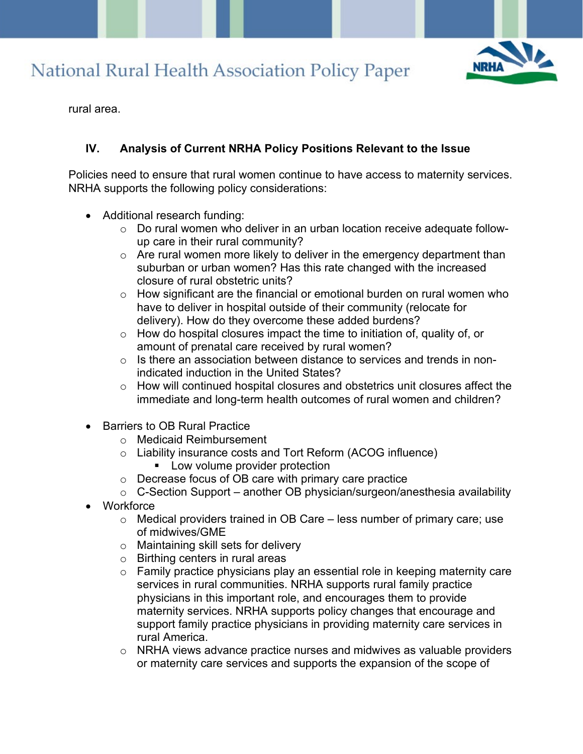rural area.

## IV. Analysis of Current NRHA Policy Positions Relevant to the Issue

Policies need to ensure that rural women continue to have access to maternity services. NRHA supports the following policy considerations:

- Additional research funding:
  - Do rural women who deliver in an urban location receive adequate follow-up care in their rural community?
  - Are rural women more likely to deliver in the emergency department than suburban or urban women? Has this rate changed with the increased closure of rural obstetric units?
  - How significant are the financial or emotional burden on rural women who have to deliver in hospital outside of their community (relocate for delivery). How do they overcome these added burdens?
  - How do hospital closures impact the time to initiation of, quality of, or amount of prenatal care received by rural women?
  - Is there an association between distance to services and trends in non-indicated induction in the United States?
  - How will continued hospital closures and obstetrics unit closures affect the immediate and long-term health outcomes of rural women and children?

- Barriers to OB Rural Practice
  - Medicaid Reimbursement
  - Liability insurance costs and Tort Reform (ACOG influence)
    - Low volume provider protection
  - Decrease focus of OB care with primary care practice
  - C-Section Support – another OB physician/surgeon/anesthesia availability
- Workforce
  - Medical providers trained in OB Care – less number of primary care; use of midwives/GME
  - Maintaining skill sets for delivery
  - Birthing centers in rural areas
  - Family practice physicians play an essential role in keeping maternity care services in rural communities. NRHA supports rural family practice physicians in this important role, and encourages them to provide maternity services. NRHA supports policy changes that encourage and support family practice physicians in providing maternity care services in rural America.
  - NRHA views advance practice nurses and midwives as valuable providers or maternity care services and supports the expansion of the scope of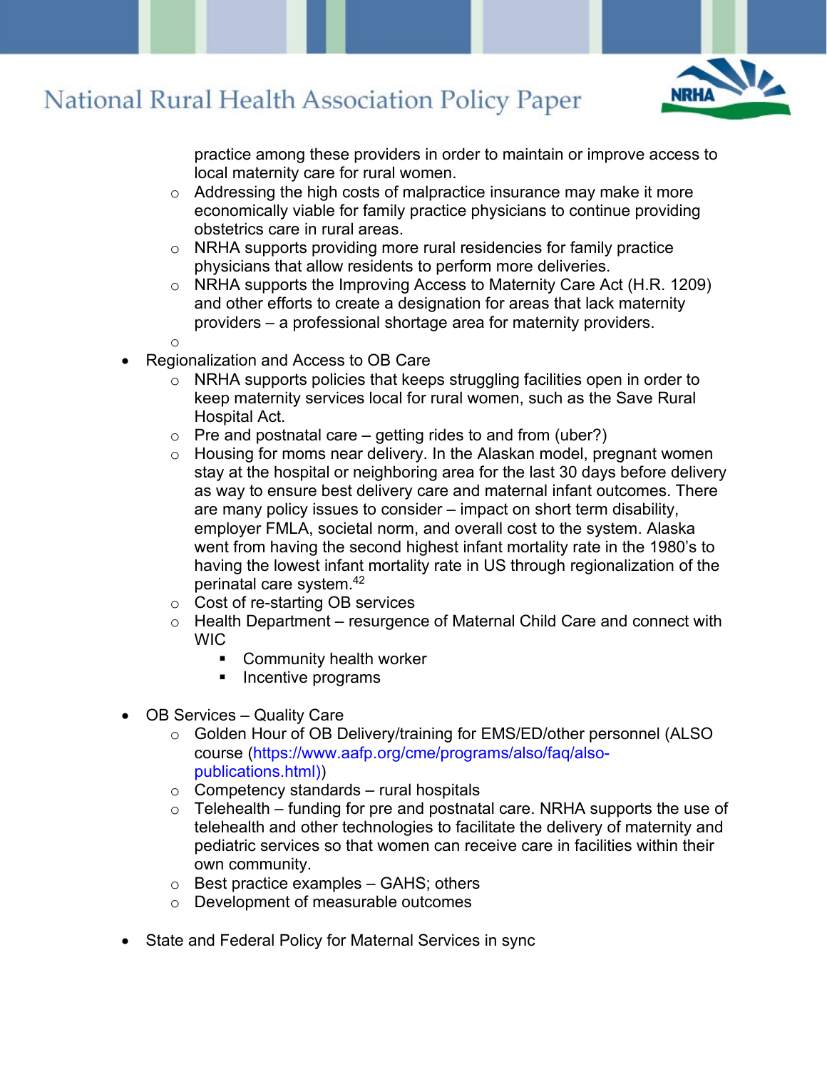- practice among these providers in order to maintain or improve access to local maternity care for rural women.
  - Addressing the high costs of malpractice insurance may make it more economically viable for family practice physicians to continue providing obstetrics care in rural areas.
  - NRHA supports providing more rural residencies for family practice physicians that allow residents to perform more deliveries.
  - NRHA supports the Improving Access to Maternity Care Act (H.R. 1209) and other efforts to create a designation for areas that lack maternity providers – a professional shortage area for maternity providers.
  - 

- Regionalization and Access to OB Care
  - NRHA supports policies that keeps struggling facilities open in order to keep maternity services local for rural women, such as the Save Rural Hospital Act.
  - Pre and postnatal care – getting rides to and from (uber?)
  - Housing for moms near delivery. In the Alaskan model, pregnant women stay at the hospital or neighboring area for the last 30 days before delivery as way to ensure best delivery care and maternal infant outcomes. There are many policy issues to consider – impact on short term disability, employer FMLA, societal norm, and overall cost to the system. Alaska went from having the second highest infant mortality rate in the 1980's to having the lowest infant mortality rate in US through regionalization of the perinatal care system.[42]
  - Cost of re-starting OB services
  - Health Department – resurgence of Maternal Child Care and connect with WIC
    - Community health worker
    - Incentive programs

- OB Services – Quality Care
  - Golden Hour of OB Delivery/training for EMS/ED/other personnel (ALSO course (https://www.aafp.org/cme/programs/also/faq/also-publications.html))
  - Competency standards – rural hospitals
  - Telehealth – funding for pre and postnatal care. NRHA supports the use of telehealth and other technologies to facilitate the delivery of maternity and pediatric services so that women can receive care in facilities within their own community.
  - Best practice examples – GAHS; others
  - Development of measurable outcomes

- State and Federal Policy for Maternal Services in sync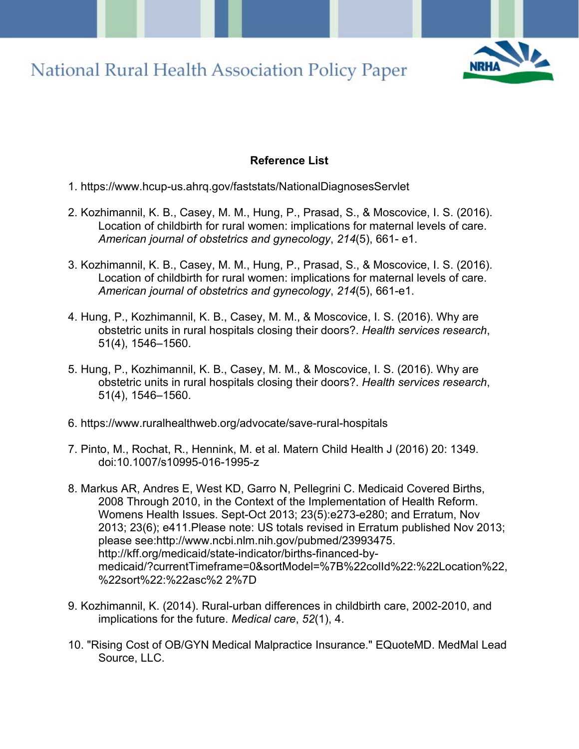**Reference List**

1. https://www.hcup-us.ahrq.gov/faststats/NationalDiagnosesServlet

2. Kozhimannil, K. B., Casey, M. M., Hung, P., Prasad, S., & Moscovice, I. S. (2016). Location of childbirth for rural women: implications for maternal levels of care. *American journal of obstetrics and gynecology*, *214*(5), 661- e1.

3. Kozhimannil, K. B., Casey, M. M., Hung, P., Prasad, S., & Moscovice, I. S. (2016). Location of childbirth for rural women: implications for maternal levels of care. *American journal of obstetrics and gynecology*, *214*(5), 661-e1.

4. Hung, P., Kozhimannil, K. B., Casey, M. M., & Moscovice, I. S. (2016). Why are obstetric units in rural hospitals closing their doors?. *Health services research*, 51(4), 1546–1560.

5. Hung, P., Kozhimannil, K. B., Casey, M. M., & Moscovice, I. S. (2016). Why are obstetric units in rural hospitals closing their doors?. *Health services research*, 51(4), 1546–1560.

6. https://www.ruralhealthweb.org/advocate/save-rural-hospitals

7. Pinto, M., Rochat, R., Hennink, M. et al. Matern Child Health J (2016) 20: 1349. doi:10.1007/s10995-016-1995-z

8. Markus AR, Andres E, West KD, Garro N, Pellegrini C. Medicaid Covered Births, 2008 Through 2010, in the Context of the Implementation of Health Reform. Womens Health Issues. Sept-Oct 2013; 23(5):e273-e280; and Erratum, Nov 2013; 23(6); e411.Please note: US totals revised in Erratum published Nov 2013; please see:http://www.ncbi.nlm.nih.gov/pubmed/23993475. http://kff.org/medicaid/state-indicator/births-financed-by-medicaid/?currentTimeframe=0&sortModel=%7B%22colId%22:%22Location%22,%22sort%22:%22asc%2 2%7D

9. Kozhimannil, K. (2014). Rural-urban differences in childbirth care, 2002-2010, and implications for the future. *Medical care*, *52*(1), 4.

10. "Rising Cost of OB/GYN Medical Malpractice Insurance." EQuoteMD. MedMal Lead Source, LLC.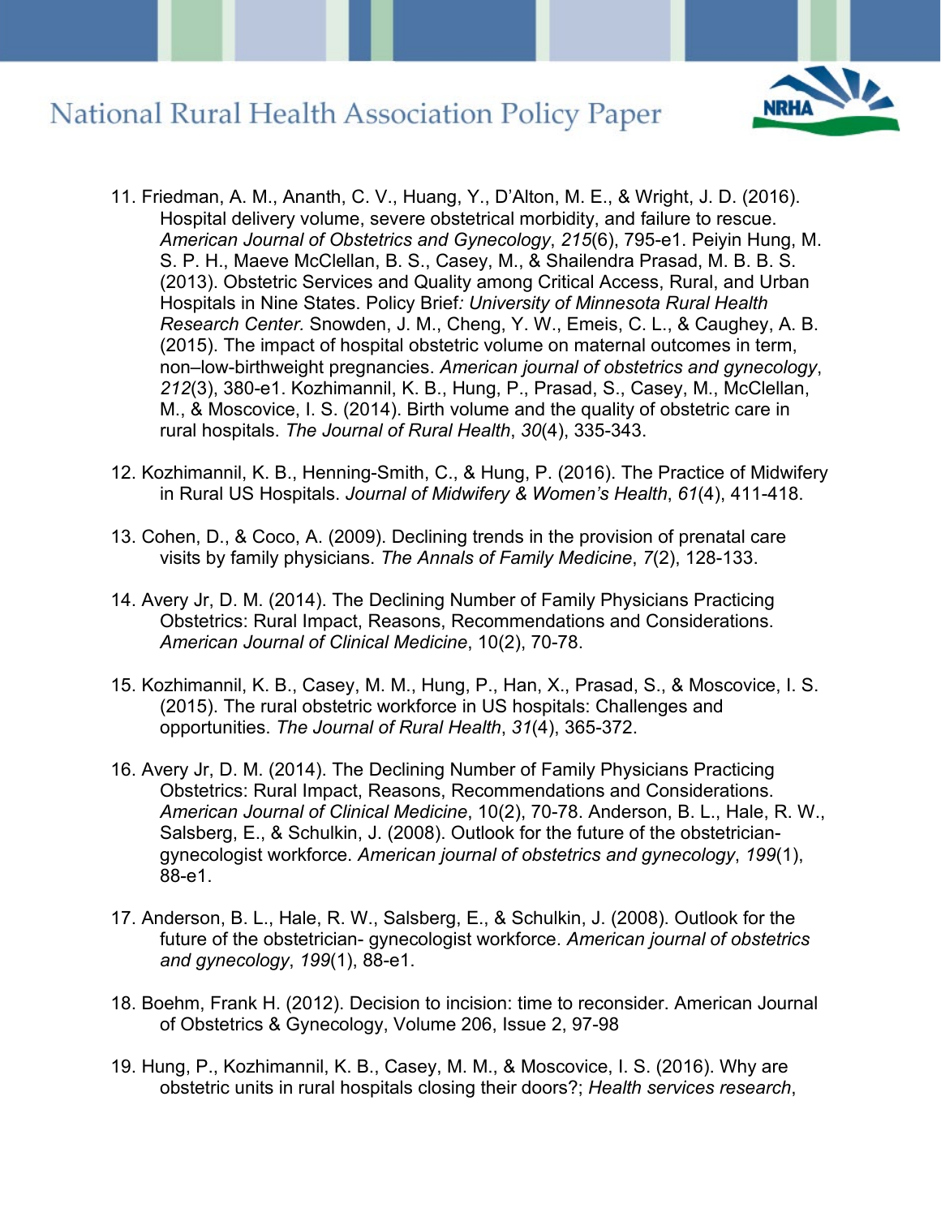11. Friedman, A. M., Ananth, C. V., Huang, Y., D'Alton, M. E., & Wright, J. D. (2016). Hospital delivery volume, severe obstetrical morbidity, and failure to rescue. *American Journal of Obstetrics and Gynecology*, *215*(6), 795-e1. Peiyin Hung, M. S. P. H., Maeve McClellan, B. S., Casey, M., & Shailendra Prasad, M. B. B. S. (2013). Obstetric Services and Quality among Critical Access, Rural, and Urban Hospitals in Nine States. Policy Brief*: University of Minnesota Rural Health Research Center.* Snowden, J. M., Cheng, Y. W., Emeis, C. L., & Caughey, A. B. (2015). The impact of hospital obstetric volume on maternal outcomes in term, non–low-birthweight pregnancies. *American journal of obstetrics and gynecology*, *212*(3), 380-e1. Kozhimannil, K. B., Hung, P., Prasad, S., Casey, M., McClellan, M., & Moscovice, I. S. (2014). Birth volume and the quality of obstetric care in rural hospitals. *The Journal of Rural Health*, *30*(4), 335-343.

12. Kozhimannil, K. B., Henning-Smith, C., & Hung, P. (2016). The Practice of Midwifery in Rural US Hospitals. *Journal of Midwifery & Women's Health*, *61*(4), 411-418.

13. Cohen, D., & Coco, A. (2009). Declining trends in the provision of prenatal care visits by family physicians. *The Annals of Family Medicine*, *7*(2), 128-133.

14. Avery Jr, D. M. (2014). The Declining Number of Family Physicians Practicing Obstetrics: Rural Impact, Reasons, Recommendations and Considerations. *American Journal of Clinical Medicine*, 10(2), 70-78.

15. Kozhimannil, K. B., Casey, M. M., Hung, P., Han, X., Prasad, S., & Moscovice, I. S. (2015). The rural obstetric workforce in US hospitals: Challenges and opportunities. *The Journal of Rural Health*, *31*(4), 365-372.

16. Avery Jr, D. M. (2014). The Declining Number of Family Physicians Practicing Obstetrics: Rural Impact, Reasons, Recommendations and Considerations. *American Journal of Clinical Medicine*, 10(2), 70-78. Anderson, B. L., Hale, R. W., Salsberg, E., & Schulkin, J. (2008). Outlook for the future of the obstetrician-gynecologist workforce. *American journal of obstetrics and gynecology*, *199*(1), 88-e1.

17. Anderson, B. L., Hale, R. W., Salsberg, E., & Schulkin, J. (2008). Outlook for the future of the obstetrician- gynecologist workforce. *American journal of obstetrics and gynecology*, *199*(1), 88-e1.

18. Boehm, Frank H. (2012). Decision to incision: time to reconsider. American Journal of Obstetrics & Gynecology, Volume 206, Issue 2, 97-98

19. Hung, P., Kozhimannil, K. B., Casey, M. M., & Moscovice, I. S. (2016). Why are obstetric units in rural hospitals closing their doors?; *Health services research*,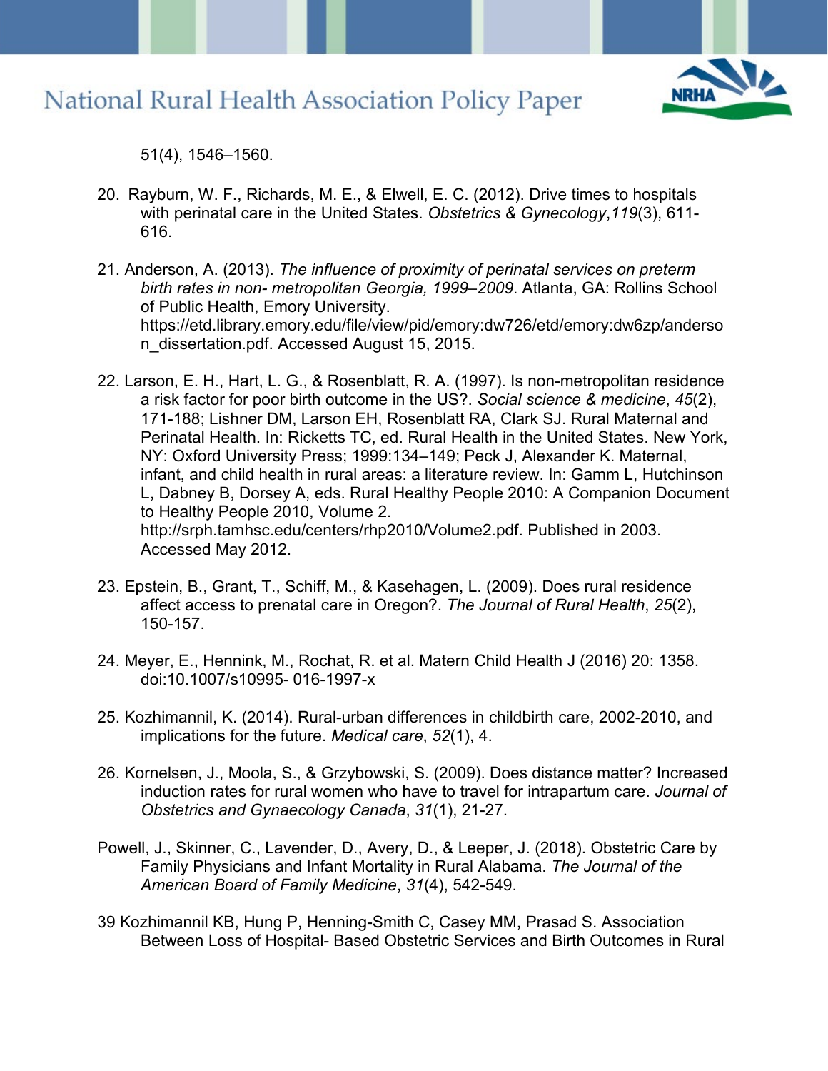51(4), 1546–1560.

20. Rayburn, W. F., Richards, M. E., & Elwell, E. C. (2012). Drive times to hospitals with perinatal care in the United States. *Obstetrics & Gynecology*,*119*(3), 611-616.

21. Anderson, A. (2013). *The influence of proximity of perinatal services on preterm birth rates in non- metropolitan Georgia, 1999–2009*. Atlanta, GA: Rollins School of Public Health, Emory University. https://etd.library.emory.edu/file/view/pid/emory:dw726/etd/emory:dw6zp/anderson_dissertation.pdf. Accessed August 15, 2015.

22. Larson, E. H., Hart, L. G., & Rosenblatt, R. A. (1997). Is non-metropolitan residence a risk factor for poor birth outcome in the US?. *Social science & medicine*, *45*(2), 171-188; Lishner DM, Larson EH, Rosenblatt RA, Clark SJ. Rural Maternal and Perinatal Health. In: Ricketts TC, ed. Rural Health in the United States. New York, NY: Oxford University Press; 1999:134–149; Peck J, Alexander K. Maternal, infant, and child health in rural areas: a literature review. In: Gamm L, Hutchinson L, Dabney B, Dorsey A, eds. Rural Healthy People 2010: A Companion Document to Healthy People 2010, Volume 2. http://srph.tamhsc.edu/centers/rhp2010/Volume2.pdf. Published in 2003. Accessed May 2012.

23. Epstein, B., Grant, T., Schiff, M., & Kasehagen, L. (2009). Does rural residence affect access to prenatal care in Oregon?. *The Journal of Rural Health*, *25*(2), 150-157.

24. Meyer, E., Hennink, M., Rochat, R. et al. Matern Child Health J (2016) 20: 1358. doi:10.1007/s10995- 016-1997-x

25. Kozhimannil, K. (2014). Rural-urban differences in childbirth care, 2002-2010, and implications for the future. *Medical care*, *52*(1), 4.

26. Kornelsen, J., Moola, S., & Grzybowski, S. (2009). Does distance matter? Increased induction rates for rural women who have to travel for intrapartum care. *Journal of Obstetrics and Gynaecology Canada*, *31*(1), 21-27.

Powell, J., Skinner, C., Lavender, D., Avery, D., & Leeper, J. (2018). Obstetric Care by Family Physicians and Infant Mortality in Rural Alabama. *The Journal of the American Board of Family Medicine*, *31*(4), 542-549.

39 Kozhimannil KB, Hung P, Henning-Smith C, Casey MM, Prasad S. Association Between Loss of Hospital- Based Obstetric Services and Birth Outcomes in Rural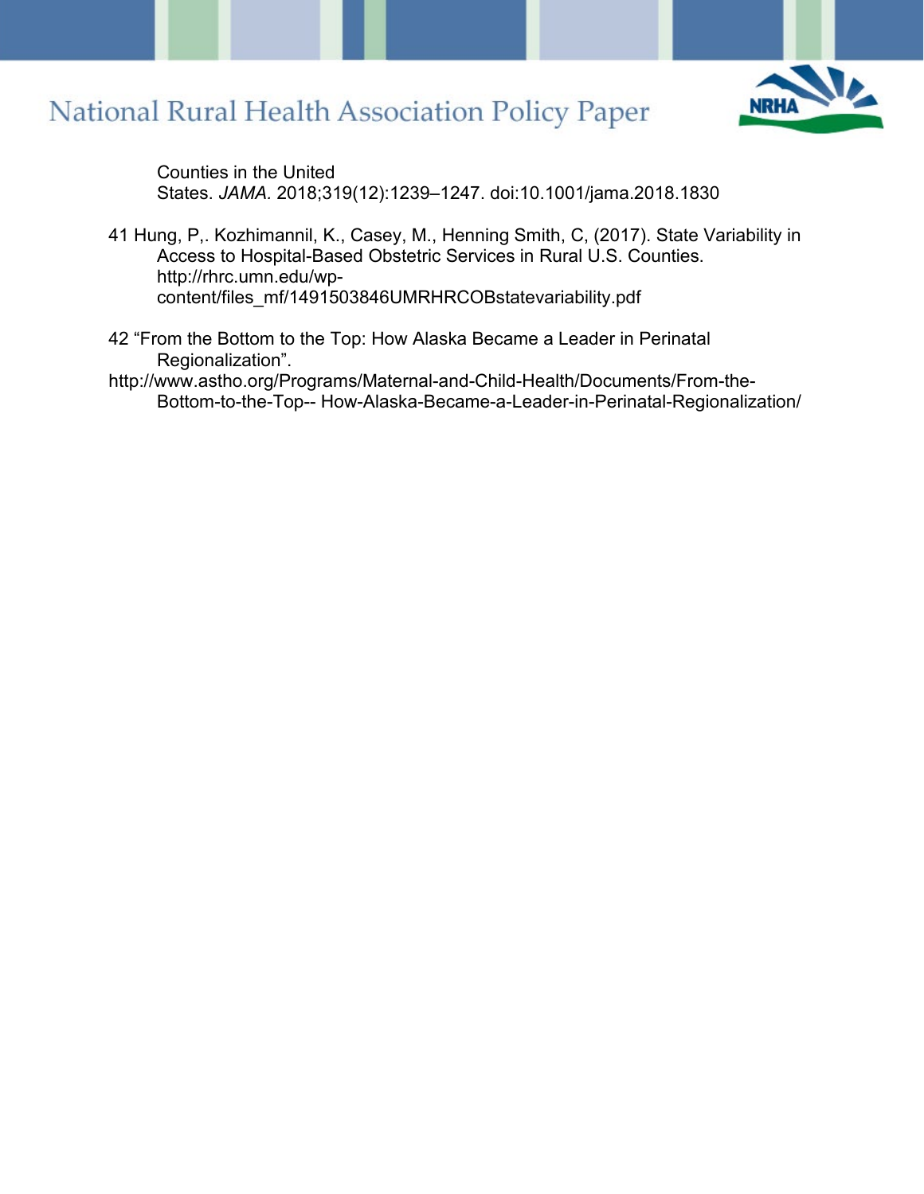Counties in the United States. *JAMA.* 2018;319(12):1239–1247. doi:10.1001/jama.2018.1830

41 Hung, P,. Kozhimannil, K., Casey, M., Henning Smith, C, (2017). State Variability in Access to Hospital-Based Obstetric Services in Rural U.S. Counties. http://rhrc.umn.edu/wp-content/files_mf/1491503846UMRHRCOBstatevariability.pdf

42 "From the Bottom to the Top: How Alaska Became a Leader in Perinatal Regionalization".
http://www.astho.org/Programs/Maternal-and-Child-Health/Documents/From-the-Bottom-to-the-Top-- How-Alaska-Became-a-Leader-in-Perinatal-Regionalization/